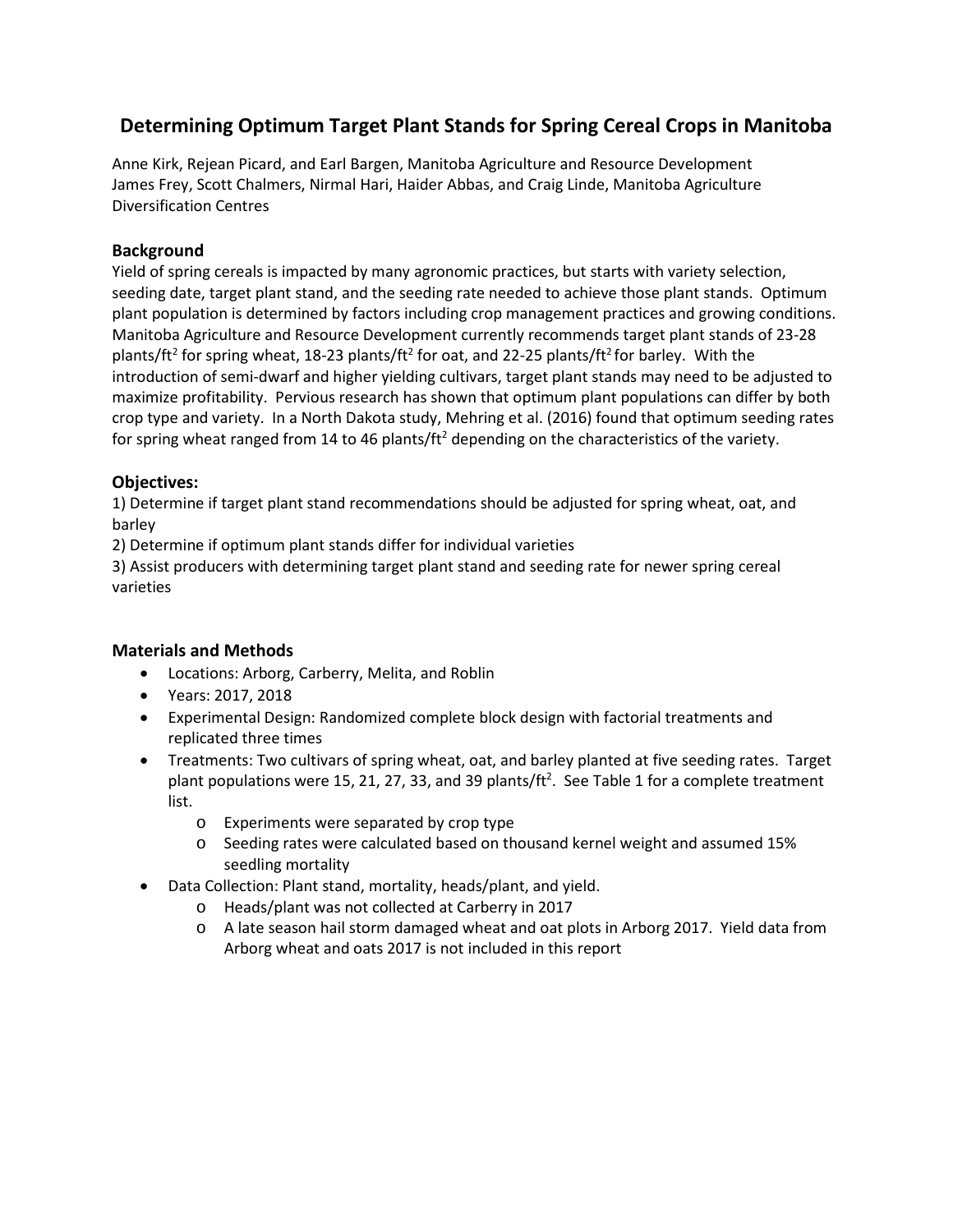# Determining Optimum Target Plant Stands for Spring Cereal Crops in Manitoba

Anne Kirk, Rejean Picard, and Earl Bargen, Manitoba Agriculture and Resource Development
James Frey, Scott Chalmers, Nirmal Hari, Haider Abbas, and Craig Linde, Manitoba Agriculture Diversification Centres

## Background

Yield of spring cereals is impacted by many agronomic practices, but starts with variety selection, seeding date, target plant stand, and the seeding rate needed to achieve those plant stands. Optimum plant population is determined by factors including crop management practices and growing conditions. Manitoba Agriculture and Resource Development currently recommends target plant stands of 23-28 plants/ft$^2$ for spring wheat, 18-23 plants/ft$^2$ for oat, and 22-25 plants/ft$^2$ for barley. With the introduction of semi-dwarf and higher yielding cultivars, target plant stands may need to be adjusted to maximize profitability. Pervious research has shown that optimum plant populations can differ by both crop type and variety. In a North Dakota study, Mehring et al. (2016) found that optimum seeding rates for spring wheat ranged from 14 to 46 plants/ft$^2$ depending on the characteristics of the variety.

## Objectives:

1) Determine if target plant stand recommendations should be adjusted for spring wheat, oat, and barley
2) Determine if optimum plant stands differ for individual varieties
3) Assist producers with determining target plant stand and seeding rate for newer spring cereal varieties

## Materials and Methods

- Locations: Arborg, Carberry, Melita, and Roblin
- Years: 2017, 2018
- Experimental Design: Randomized complete block design with factorial treatments and replicated three times
- Treatments: Two cultivars of spring wheat, oat, and barley planted at five seeding rates. Target plant populations were 15, 21, 27, 33, and 39 plants/ft$^2$. See Table 1 for a complete treatment list.
  - Experiments were separated by crop type
  - Seeding rates were calculated based on thousand kernel weight and assumed 15% seedling mortality
- Data Collection: Plant stand, mortality, heads/plant, and yield.
  - Heads/plant was not collected at Carberry in 2017
  - A late season hail storm damaged wheat and oat plots in Arborg 2017. Yield data from Arborg wheat and oats 2017 is not included in this report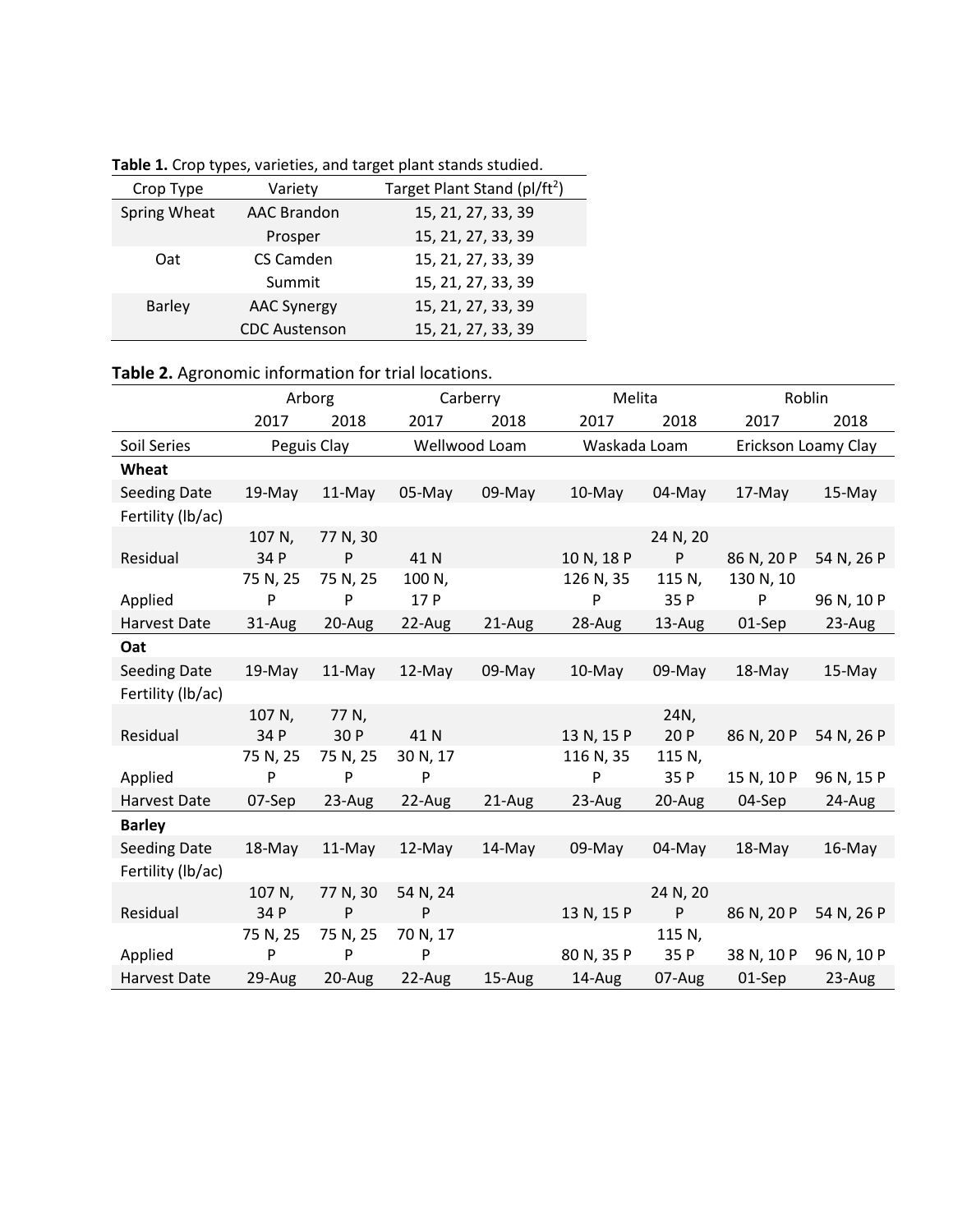**Table 1.** Crop types, varieties, and target plant stands studied.

| Crop Type | Variety | Target Plant Stand (pl/ft$^2$) |
|---|---|---|
| Spring Wheat | AAC Brandon | 15, 21, 27, 33, 39 |
| | Prosper | 15, 21, 27, 33, 39 |
| Oat | CS Camden | 15, 21, 27, 33, 39 |
| | Summit | 15, 21, 27, 33, 39 |
| Barley | AAC Synergy | 15, 21, 27, 33, 39 |
| | CDC Austenson | 15, 21, 27, 33, 39 |

**Table 2.** Agronomic information for trial locations.

| | Arborg | | Carberry | | Melita | | Roblin | |
|---|---|---|---|---|---|---|---|---|
| | 2017 | 2018 | 2017 | 2018 | 2017 | 2018 | 2017 | 2018 |
| Soil Series | Peguis Clay | | Wellwood Loam | | Waskada Loam | | Erickson Loamy Clay | |
| **Wheat** | | | | | | | | |
| Seeding Date | 19-May | 11-May | 05-May | 09-May | 10-May | 04-May | 17-May | 15-May |
| Fertility (lb/ac) | | | | | | | | |
| Residual | 107 N, 34 P | 77 N, 30 P | 41 N | | 10 N, 18 P | 24 N, 20 P | 86 N, 20 P | 54 N, 26 P |
| Applied | 75 N, 25 P | 75 N, 25 P | 100 N, 17 P | | 126 N, 35 P | 115 N, 35 P | 130 N, 10 P | 96 N, 10 P |
| Harvest Date | 31-Aug | 20-Aug | 22-Aug | 21-Aug | 28-Aug | 13-Aug | 01-Sep | 23-Aug |
| **Oat** | | | | | | | | |
| Seeding Date | 19-May | 11-May | 12-May | 09-May | 10-May | 09-May | 18-May | 15-May |
| Fertility (lb/ac) | | | | | | | | |
| Residual | 107 N, 34 P | 77 N, 30 P | 41 N | | 13 N, 15 P | 24N, 20 P | 86 N, 20 P | 54 N, 26 P |
| Applied | 75 N, 25 P | 75 N, 25 P | 30 N, 17 P | | 116 N, 35 P | 115 N, 35 P | 15 N, 10 P | 96 N, 15 P |
| Harvest Date | 07-Sep | 23-Aug | 22-Aug | 21-Aug | 23-Aug | 20-Aug | 04-Sep | 24-Aug |
| **Barley** | | | | | | | | |
| Seeding Date | 18-May | 11-May | 12-May | 14-May | 09-May | 04-May | 18-May | 16-May |
| Fertility (lb/ac) | | | | | | | | |
| Residual | 107 N, 34 P | 77 N, 30 P | 54 N, 24 P | | 13 N, 15 P | 24 N, 20 P | 86 N, 20 P | 54 N, 26 P |
| Applied | 75 N, 25 P | 75 N, 25 P | 70 N, 17 P | | 80 N, 35 P | 115 N, 35 P | 38 N, 10 P | 96 N, 10 P |
| Harvest Date | 29-Aug | 20-Aug | 22-Aug | 15-Aug | 14-Aug | 07-Aug | 01-Sep | 23-Aug |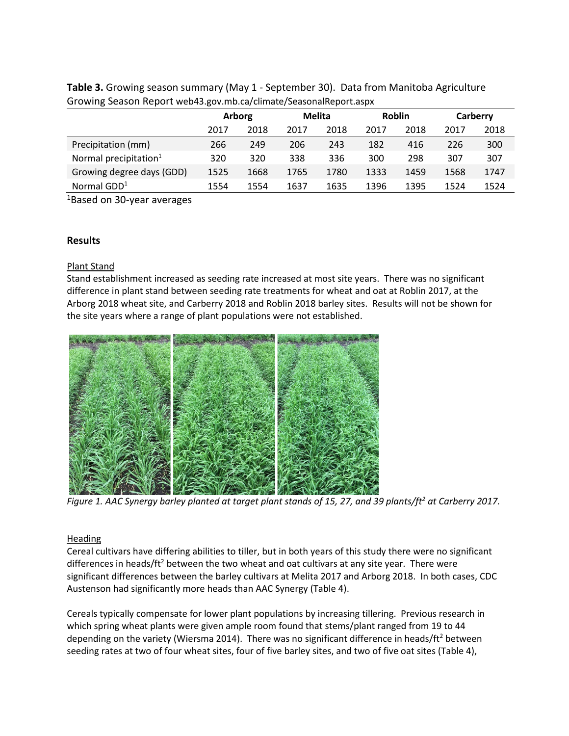**Table 3.** Growing season summary (May 1 - September 30). Data from Manitoba Agriculture Growing Season Report web43.gov.mb.ca/climate/SeasonalReport.aspx

| | Arborg | | Melita | | Roblin | | Carberry | |
|---|---|---|---|---|---|---|---|---|
| | 2017 | 2018 | 2017 | 2018 | 2017 | 2018 | 2017 | 2018 |
| Precipitation (mm) | 266 | 249 | 206 | 243 | 182 | 416 | 226 | 300 |
| Normal precipitation[1] | 320 | 320 | 338 | 336 | 300 | 298 | 307 | 307 |
| Growing degree days (GDD) | 1525 | 1668 | 1765 | 1780 | 1333 | 1459 | 1568 | 1747 |
| Normal GDD[1] | 1554 | 1554 | 1637 | 1635 | 1396 | 1395 | 1524 | 1524 |

[1]Based on 30-year averages

## Results

### Plant Stand

Stand establishment increased as seeding rate increased at most site years. There was no significant difference in plant stand between seeding rate treatments for wheat and oat at Roblin 2017, at the Arborg 2018 wheat site, and Carberry 2018 and Roblin 2018 barley sites. Results will not be shown for the site years where a range of plant populations were not established.

*Figure 1. AAC Synergy barley planted at target plant stands of 15, 27, and 39 plants/ft$^2$ at Carberry 2017.*

### Heading

Cereal cultivars have differing abilities to tiller, but in both years of this study there were no significant differences in heads/ft$^2$ between the two wheat and oat cultivars at any site year. There were significant differences between the barley cultivars at Melita 2017 and Arborg 2018. In both cases, CDC Austenson had significantly more heads than AAC Synergy (Table 4).

Cereals typically compensate for lower plant populations by increasing tillering. Previous research in which spring wheat plants were given ample room found that stems/plant ranged from 19 to 44 depending on the variety (Wiersma 2014). There was no significant difference in heads/ft$^2$ between seeding rates at two of four wheat sites, four of five barley sites, and two of five oat sites (Table 4),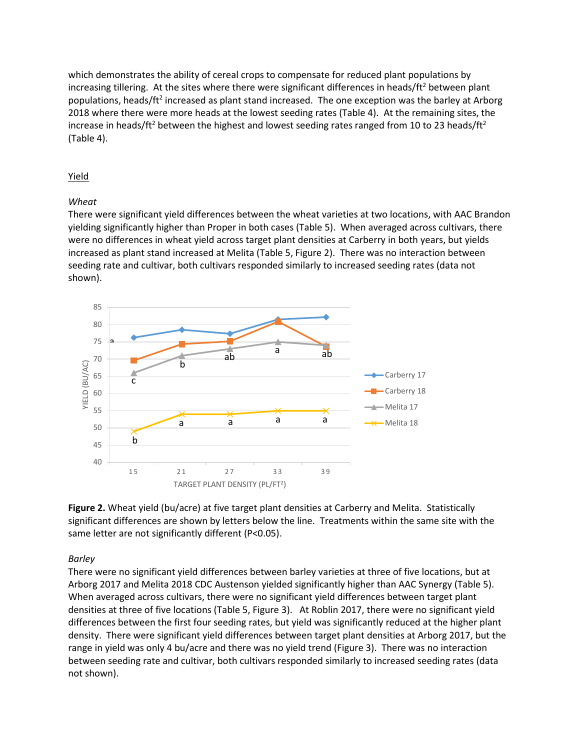which demonstrates the ability of cereal crops to compensate for reduced plant populations by increasing tillering. At the sites where there were significant differences in heads/ft$^2$ between plant populations, heads/ft$^2$ increased as plant stand increased. The one exception was the barley at Arborg 2018 where there were more heads at the lowest seeding rates (Table 4). At the remaining sites, the increase in heads/ft$^2$ between the highest and lowest seeding rates ranged from 10 to 23 heads/ft$^2$ (Table 4).

## Yield

### *Wheat*

There were significant yield differences between the wheat varieties at two locations, with AAC Brandon yielding significantly higher than Proper in both cases (Table 5). When averaged across cultivars, there were no differences in wheat yield across target plant densities at Carberry in both years, but yields increased as plant stand increased at Melita (Table 5, Figure 2). There was no interaction between seeding rate and cultivar, both cultivars responded similarly to increased seeding rates (data not shown).

**Figure 2.** Wheat yield (bu/acre) at five target plant densities at Carberry and Melita. Statistically significant differences are shown by letters below the line. Treatments within the same site with the same letter are not significantly different (P<0.05).

### *Barley*

There were no significant yield differences between barley varieties at three of five locations, but at Arborg 2017 and Melita 2018 CDC Austenson yielded significantly higher than AAC Synergy (Table 5). When averaged across cultivars, there were no significant yield differences between target plant densities at three of five locations (Table 5, Figure 3). At Roblin 2017, there were no significant yield differences between the first four seeding rates, but yield was significantly reduced at the higher plant density. There were significant yield differences between target plant densities at Arborg 2017, but the range in yield was only 4 bu/acre and there was no yield trend (Figure 3). There was no interaction between seeding rate and cultivar, both cultivars responded similarly to increased seeding rates (data not shown).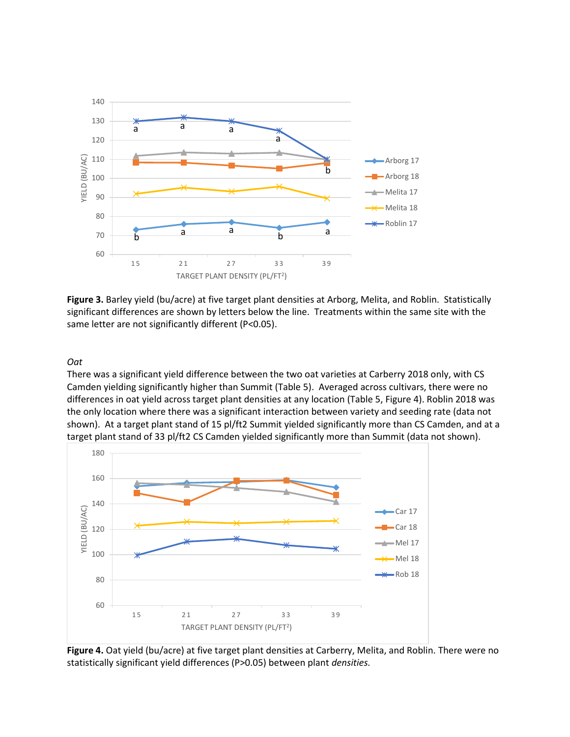**Figure 3.** Barley yield (bu/acre) at five target plant densities at Arborg, Melita, and Roblin. Statistically significant differences are shown by letters below the line. Treatments within the same site with the same letter are not significantly different (P<0.05).

*Oat*

There was a significant yield difference between the two oat varieties at Carberry 2018 only, with CS Camden yielding significantly higher than Summit (Table 5). Averaged across cultivars, there were no differences in oat yield across target plant densities at any location (Table 5, Figure 4). Roblin 2018 was the only location where there was a significant interaction between variety and seeding rate (data not shown). At a target plant stand of 15 pl/ft2 Summit yielded significantly more than CS Camden, and at a target plant stand of 33 pl/ft2 CS Camden yielded significantly more than Summit (data not shown).

**Figure 4.** Oat yield (bu/acre) at five target plant densities at Carberry, Melita, and Roblin. There were no statistically significant yield differences (P>0.05) between plant *densities.*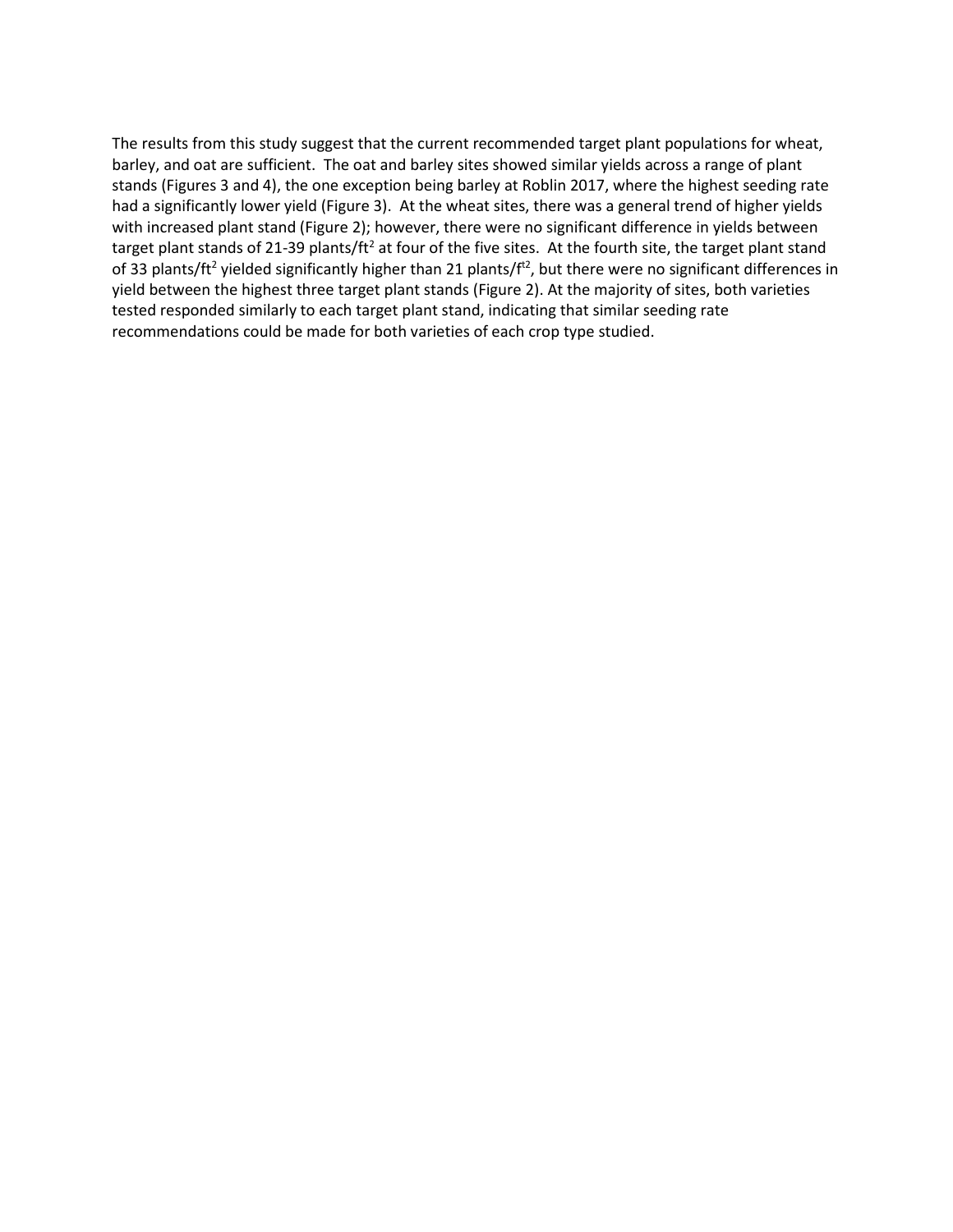The results from this study suggest that the current recommended target plant populations for wheat, barley, and oat are sufficient. The oat and barley sites showed similar yields across a range of plant stands (Figures 3 and 4), the one exception being barley at Roblin 2017, where the highest seeding rate had a significantly lower yield (Figure 3). At the wheat sites, there was a general trend of higher yields with increased plant stand (Figure 2); however, there were no significant difference in yields between target plant stands of 21-39 plants/$ft^2$ at four of the five sites. At the fourth site, the target plant stand of 33 plants/$ft^2$ yielded significantly higher than 21 plants/$f^{t2}$, but there were no significant differences in yield between the highest three target plant stands (Figure 2). At the majority of sites, both varieties tested responded similarly to each target plant stand, indicating that similar seeding rate recommendations could be made for both varieties of each crop type studied.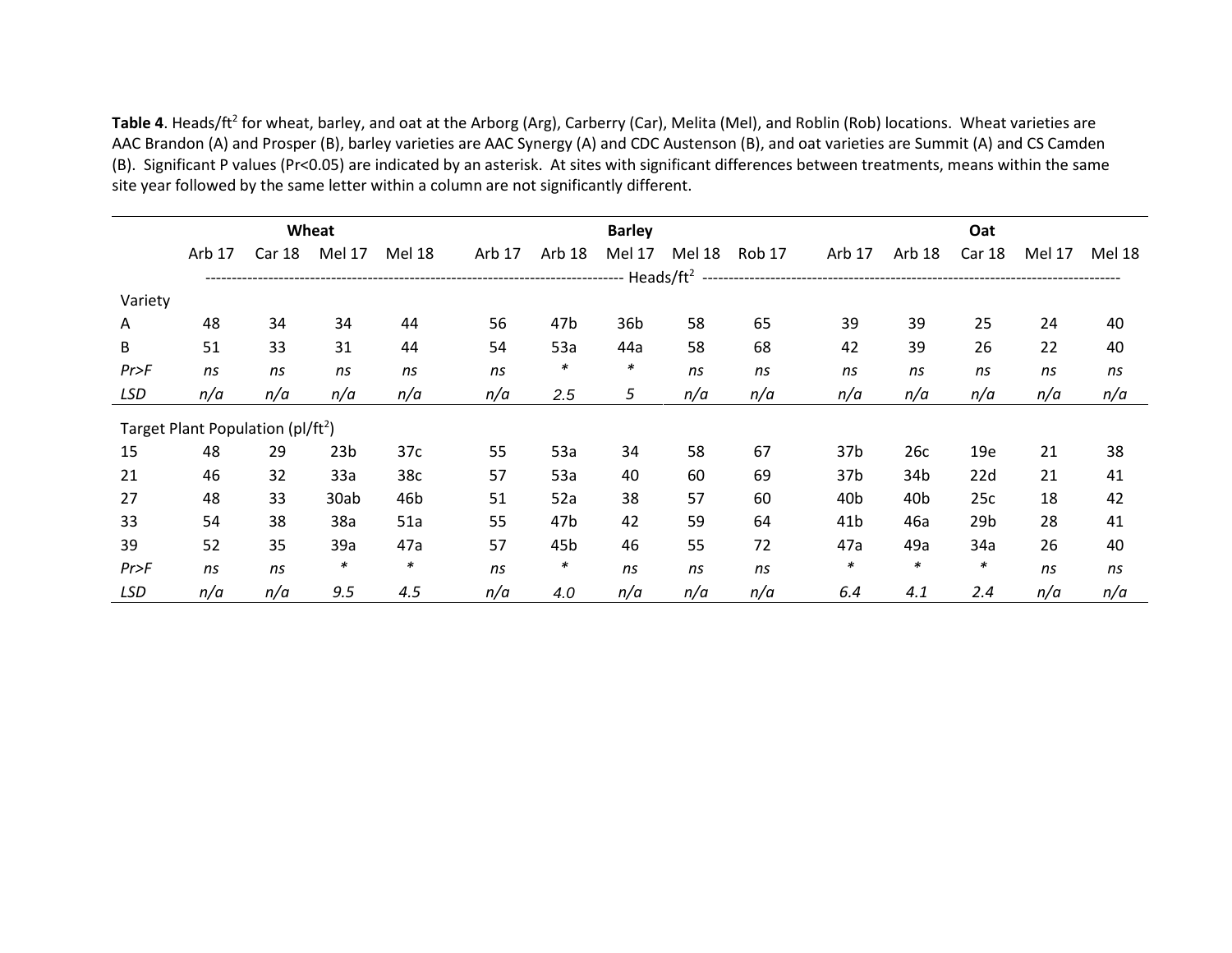**Table 4**. Heads/ft$^2$ for wheat, barley, and oat at the Arborg (Arg), Carberry (Car), Melita (Mel), and Roblin (Rob) locations. Wheat varieties are AAC Brandon (A) and Prosper (B), barley varieties are AAC Synergy (A) and CDC Austenson (B), and oat varieties are Summit (A) and CS Camden (B). Significant P values (Pr<0.05) are indicated by an asterisk. At sites with significant differences between treatments, means within the same site year followed by the same letter within a column are not significantly different.

| | Wheat | | | | Barley | | | | | Oat | | | | |
|---|---|---|---|---|---|---|---|---|---|---|---|---|---|---|
| | Arb 17 | Car 18 | Mel 17 | Mel 18 | Arb 17 | Arb 18 | Mel 17 | Mel 18 | Rob 17 | Arb 17 | Arb 18 | Car 18 | Mel 17 | Mel 18 |
| | Heads/ft$^2$ | | | | | | | | | | | | | |
| Variety | | | | | | | | | | | | | | |
| A | 48 | 34 | 34 | 44 | 56 | 47b | 36b | 58 | 65 | 39 | 39 | 25 | 24 | 40 |
| B | 51 | 33 | 31 | 44 | 54 | 53a | 44a | 58 | 68 | 42 | 39 | 26 | 22 | 40 |
| *Pr>F* | *ns* | *ns* | *ns* | *ns* | *ns* | * | * | *ns* | *ns* | *ns* | *ns* | *ns* | *ns* | *ns* |
| *LSD* | *n/a* | *n/a* | *n/a* | *n/a* | *n/a* | *2.5* | *5* | *n/a* | *n/a* | *n/a* | *n/a* | *n/a* | *n/a* | *n/a* |
| Target Plant Population (pl/ft$^2$) | | | | | | | | | | | | | | |
| 15 | 48 | 29 | 23b | 37c | 55 | 53a | 34 | 58 | 67 | 37b | 26c | 19e | 21 | 38 |
| 21 | 46 | 32 | 33a | 38c | 57 | 53a | 40 | 60 | 69 | 37b | 34b | 22d | 21 | 41 |
| 27 | 48 | 33 | 30ab | 46b | 51 | 52a | 38 | 57 | 60 | 40b | 40b | 25c | 18 | 42 |
| 33 | 54 | 38 | 38a | 51a | 55 | 47b | 42 | 59 | 64 | 41b | 46a | 29b | 28 | 41 |
| 39 | 52 | 35 | 39a | 47a | 57 | 45b | 46 | 55 | 72 | 47a | 49a | 34a | 26 | 40 |
| *Pr>F* | *ns* | *ns* | * | * | *ns* | * | *ns* | *ns* | *ns* | * | * | * | *ns* | *ns* |
| *LSD* | *n/a* | *n/a* | *9.5* | *4.5* | *n/a* | *4.0* | *n/a* | *n/a* | *n/a* | *6.4* | *4.1* | *2.4* | *n/a* | *n/a* |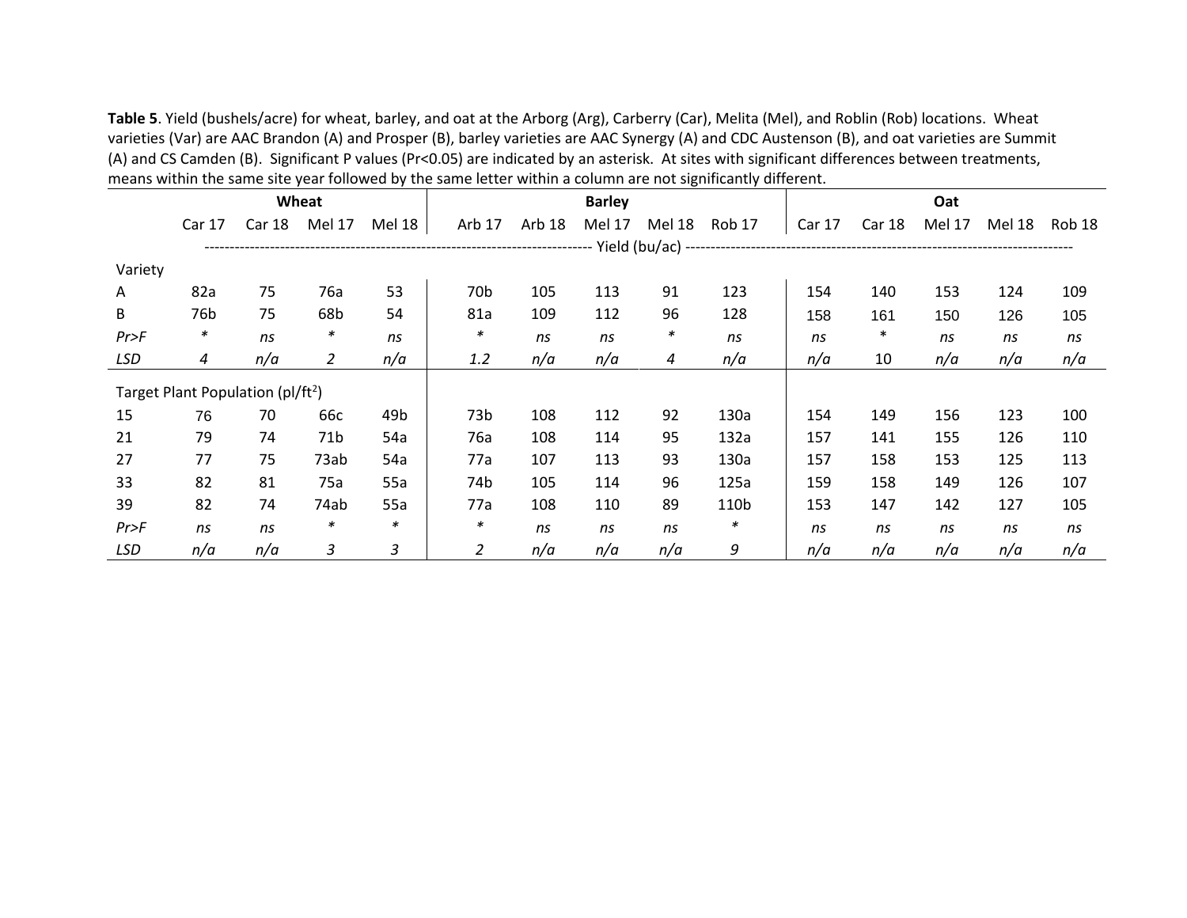**Table 5**. Yield (bushels/acre) for wheat, barley, and oat at the Arborg (Arg), Carberry (Car), Melita (Mel), and Roblin (Rob) locations. Wheat varieties (Var) are AAC Brandon (A) and Prosper (B), barley varieties are AAC Synergy (A) and CDC Austenson (B), and oat varieties are Summit (A) and CS Camden (B). Significant P values (Pr<0.05) are indicated by an asterisk. At sites with significant differences between treatments, means within the same site year followed by the same letter within a column are not significantly different.

| | Wheat | | | | Barley | | | | | Oat | | | | |
|---|---|---|---|---|---|---|---|---|---|---|---|---|---|---|
| | Car 17 | Car 18 | Mel 17 | Mel 18 | Arb 17 | Arb 18 | Mel 17 | Mel 18 | Rob 17 | Car 17 | Car 18 | Mel 17 | Mel 18 | Rob 18 |
| | Yield (bu/ac) | | | | | | | | | | | | | |
| **Variety** | | | | | | | | | | | | | | |
| A | 82a | 75 | 76a | 53 | 70b | 105 | 113 | 91 | 123 | 154 | 140 | 153 | 124 | 109 |
| B | 76b | 75 | 68b | 54 | 81a | 109 | 112 | 96 | 128 | 158 | 161 | 150 | 126 | 105 |
| *Pr>F* | * | *ns* | * | *ns* | * | *ns* | *ns* | * | *ns* | *ns* | * | *ns* | *ns* | *ns* |
| *LSD* | *4* | *n/a* | *2* | *n/a* | *1.2* | *n/a* | *n/a* | *4* | *n/a* | *n/a* | 10 | *n/a* | *n/a* | *n/a* |
| **Target Plant Population (pl/ft$^2$)** | | | | | | | | | | | | | | |
| 15 | 76 | 70 | 66c | 49b | 73b | 108 | 112 | 92 | 130a | 154 | 149 | 156 | 123 | 100 |
| 21 | 79 | 74 | 71b | 54a | 76a | 108 | 114 | 95 | 132a | 157 | 141 | 155 | 126 | 110 |
| 27 | 77 | 75 | 73ab | 54a | 77a | 107 | 113 | 93 | 130a | 157 | 158 | 153 | 125 | 113 |
| 33 | 82 | 81 | 75a | 55a | 74b | 105 | 114 | 96 | 125a | 159 | 158 | 149 | 126 | 107 |
| 39 | 82 | 74 | 74ab | 55a | 77a | 108 | 110 | 89 | 110b | 153 | 147 | 142 | 127 | 105 |
| *Pr>F* | *ns* | *ns* | * | * | * | *ns* | *ns* | *ns* | * | *ns* | *ns* | *ns* | *ns* | *ns* |
| *LSD* | *n/a* | *n/a* | *3* | *3* | *2* | *n/a* | *n/a* | *n/a* | *9* | *n/a* | *n/a* | *n/a* | *n/a* | *n/a* |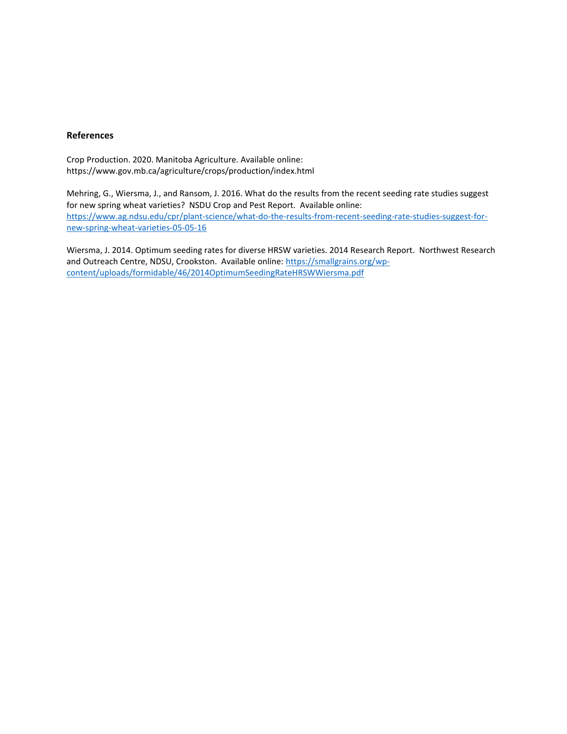## References

Crop Production. 2020. Manitoba Agriculture. Available online: https://www.gov.mb.ca/agriculture/crops/production/index.html

Mehring, G., Wiersma, J., and Ransom, J. 2016. What do the results from the recent seeding rate studies suggest for new spring wheat varieties? NSDU Crop and Pest Report. Available online: https://www.ag.ndsu.edu/cpr/plant-science/what-do-the-results-from-recent-seeding-rate-studies-suggest-for-new-spring-wheat-varieties-05-05-16

Wiersma, J. 2014. Optimum seeding rates for diverse HRSW varieties. 2014 Research Report. Northwest Research and Outreach Centre, NDSU, Crookston. Available online: https://smallgrains.org/wp-content/uploads/formidable/46/2014OptimumSeedingRateHRSWWiersma.pdf